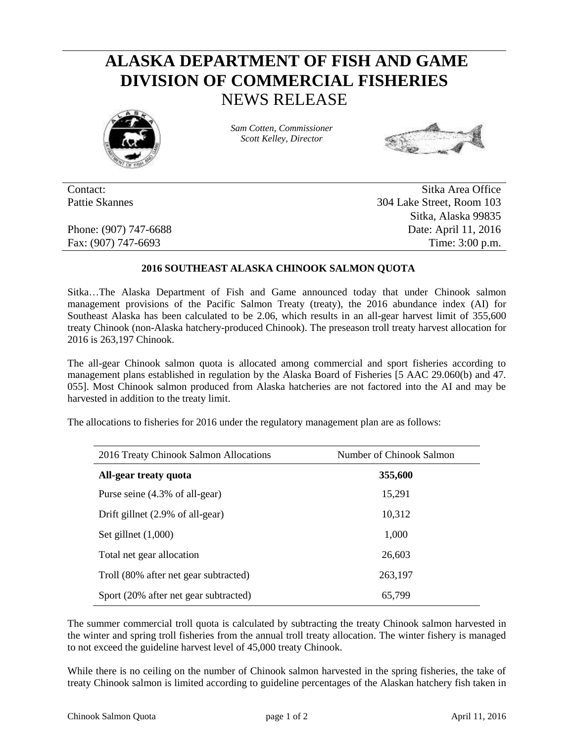# ALASKA DEPARTMENT OF FISH AND GAME
# DIVISION OF COMMERCIAL FISHERIES
## NEWS RELEASE

*Sam Cotten, Commissioner*
*Scott Kelley, Director*

| | |
|---|---|
| Contact: | Sitka Area Office |
| Pattie Skannes | 304 Lake Street, Room 103 |
| | Sitka, Alaska 99835 |
| Phone: (907) 747-6688 | Date: April 11, 2016 |
| Fax: (907) 747-6693 | Time: 3:00 p.m. |

### 2016 SOUTHEAST ALASKA CHINOOK SALMON QUOTA

Sitka…The Alaska Department of Fish and Game announced today that under Chinook salmon management provisions of the Pacific Salmon Treaty (treaty), the 2016 abundance index (AI) for Southeast Alaska has been calculated to be 2.06, which results in an all-gear harvest limit of 355,600 treaty Chinook (non-Alaska hatchery-produced Chinook). The preseason troll treaty harvest allocation for 2016 is 263,197 Chinook.

The all-gear Chinook salmon quota is allocated among commercial and sport fisheries according to management plans established in regulation by the Alaska Board of Fisheries [5 AAC 29.060(b) and 47. 055]. Most Chinook salmon produced from Alaska hatcheries are not factored into the AI and may be harvested in addition to the treaty limit.

The allocations to fisheries for 2016 under the regulatory management plan are as follows:

| 2016 Treaty Chinook Salmon Allocations | Number of Chinook Salmon |
|---|---|
| **All-gear treaty quota** | **355,600** |
| Purse seine (4.3% of all-gear) | 15,291 |
| Drift gillnet (2.9% of all-gear) | 10,312 |
| Set gillnet (1,000) | 1,000 |
| Total net gear allocation | 26,603 |
| Troll (80% after net gear subtracted) | 263,197 |
| Sport (20% after net gear subtracted) | 65,799 |

The summer commercial troll quota is calculated by subtracting the treaty Chinook salmon harvested in the winter and spring troll fisheries from the annual troll treaty allocation. The winter fishery is managed to not exceed the guideline harvest level of 45,000 treaty Chinook.

While there is no ceiling on the number of Chinook salmon harvested in the spring fisheries, the take of treaty Chinook salmon is limited according to guideline percentages of the Alaskan hatchery fish taken in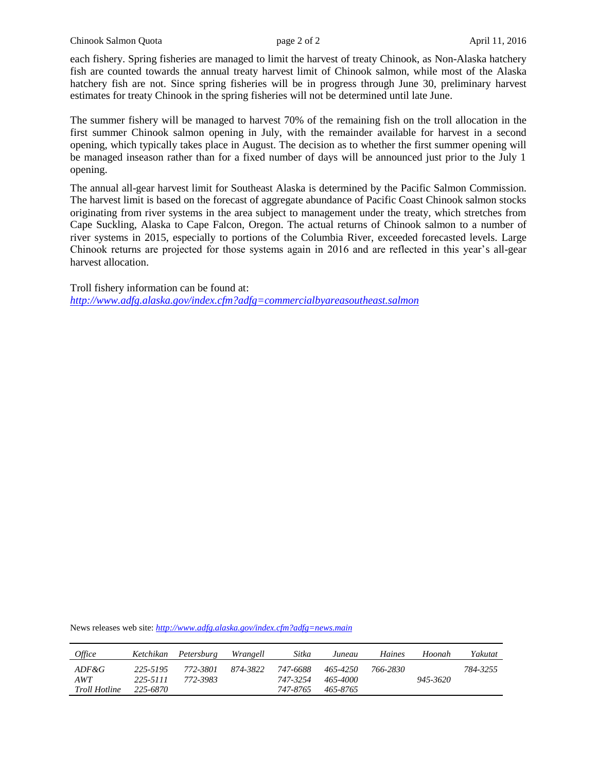each fishery. Spring fisheries are managed to limit the harvest of treaty Chinook, as Non-Alaska hatchery fish are counted towards the annual treaty harvest limit of Chinook salmon, while most of the Alaska hatchery fish are not. Since spring fisheries will be in progress through June 30, preliminary harvest estimates for treaty Chinook in the spring fisheries will not be determined until late June.

The summer fishery will be managed to harvest 70% of the remaining fish on the troll allocation in the first summer Chinook salmon opening in July, with the remainder available for harvest in a second opening, which typically takes place in August. The decision as to whether the first summer opening will be managed inseason rather than for a fixed number of days will be announced just prior to the July 1 opening.

The annual all-gear harvest limit for Southeast Alaska is determined by the Pacific Salmon Commission. The harvest limit is based on the forecast of aggregate abundance of Pacific Coast Chinook salmon stocks originating from river systems in the area subject to management under the treaty, which stretches from Cape Suckling, Alaska to Cape Falcon, Oregon. The actual returns of Chinook salmon to a number of river systems in 2015, especially to portions of the Columbia River, exceeded forecasted levels. Large Chinook returns are projected for those systems again in 2016 and are reflected in this year's all-gear harvest allocation.

Troll fishery information can be found at:
*http://www.adfg.alaska.gov/index.cfm?adfg=commercialbyareasoutheast.salmon*

News releases web site: *http://www.adfg.alaska.gov/index.cfm?adfg=news.main*

| *Office* | *Ketchikan* | *Petersburg* | *Wrangell* | *Sitka* | *Juneau* | *Haines* | *Hoonah* | *Yakutat* |
|---|---|---|---|---|---|---|---|---|
| *ADF&G* | *225-5195* | *772-3801* | *874-3822* | *747-6688* | *465-4250* | *766-2830* | | *784-3255* |
| *AWT* | *225-5111* | *772-3983* | | *747-3254* | *465-4000* | | *945-3620* | |
| *Troll Hotline* | *225-6870* | | | *747-8765* | *465-8765* | | | |